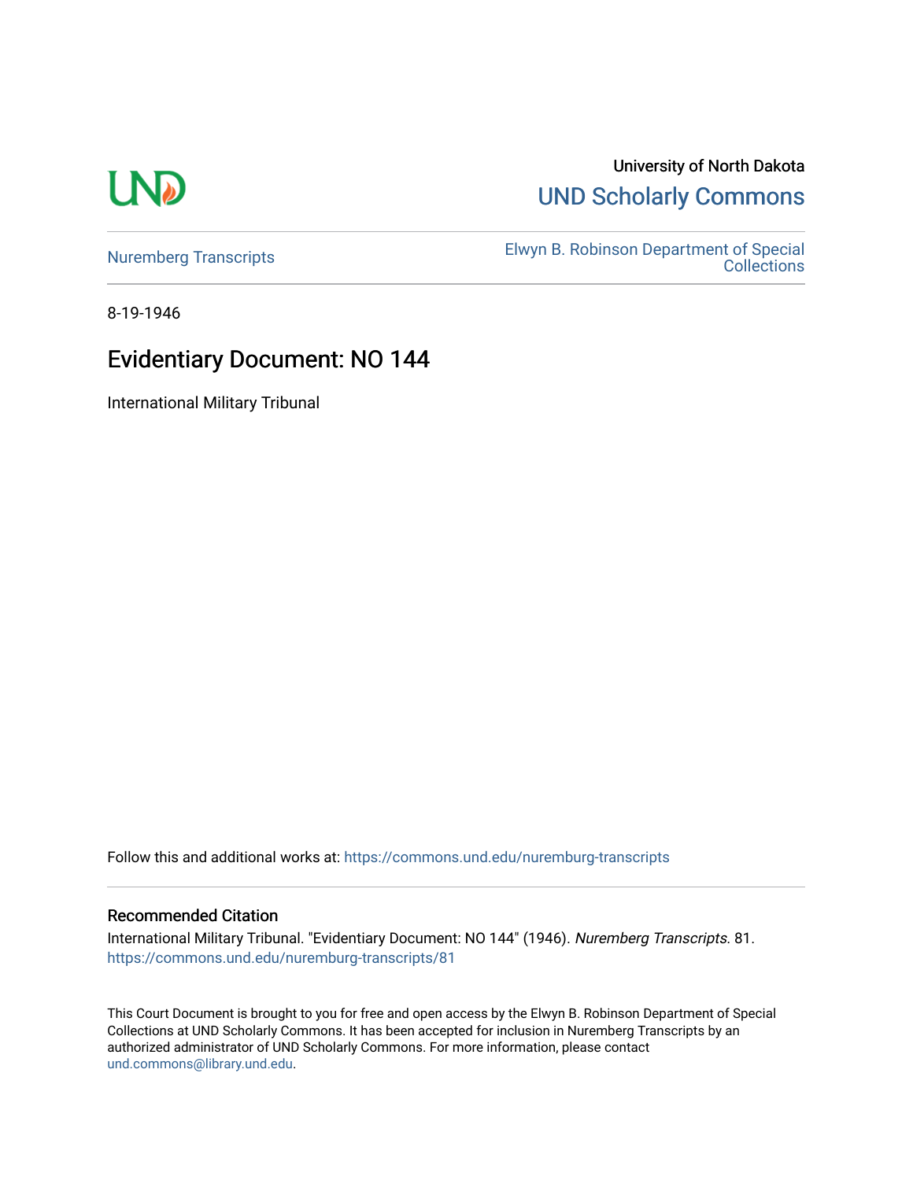University of North Dakota

UND Scholarly Commons

Nuremberg Transcripts

Elwyn B. Robinson Department of Special Collections

8-19-1946

# Evidentiary Document: NO 144

International Military Tribunal

Follow this and additional works at: https://commons.und.edu/nuremburg-transcripts

## Recommended Citation

International Military Tribunal. "Evidentiary Document: NO 144" (1946). *Nuremberg Transcripts*. 81.
https://commons.und.edu/nuremburg-transcripts/81

This Court Document is brought to you for free and open access by the Elwyn B. Robinson Department of Special Collections at UND Scholarly Commons. It has been accepted for inclusion in Nuremberg Transcripts by an authorized administrator of UND Scholarly Commons. For more information, please contact und.commons@library.und.edu.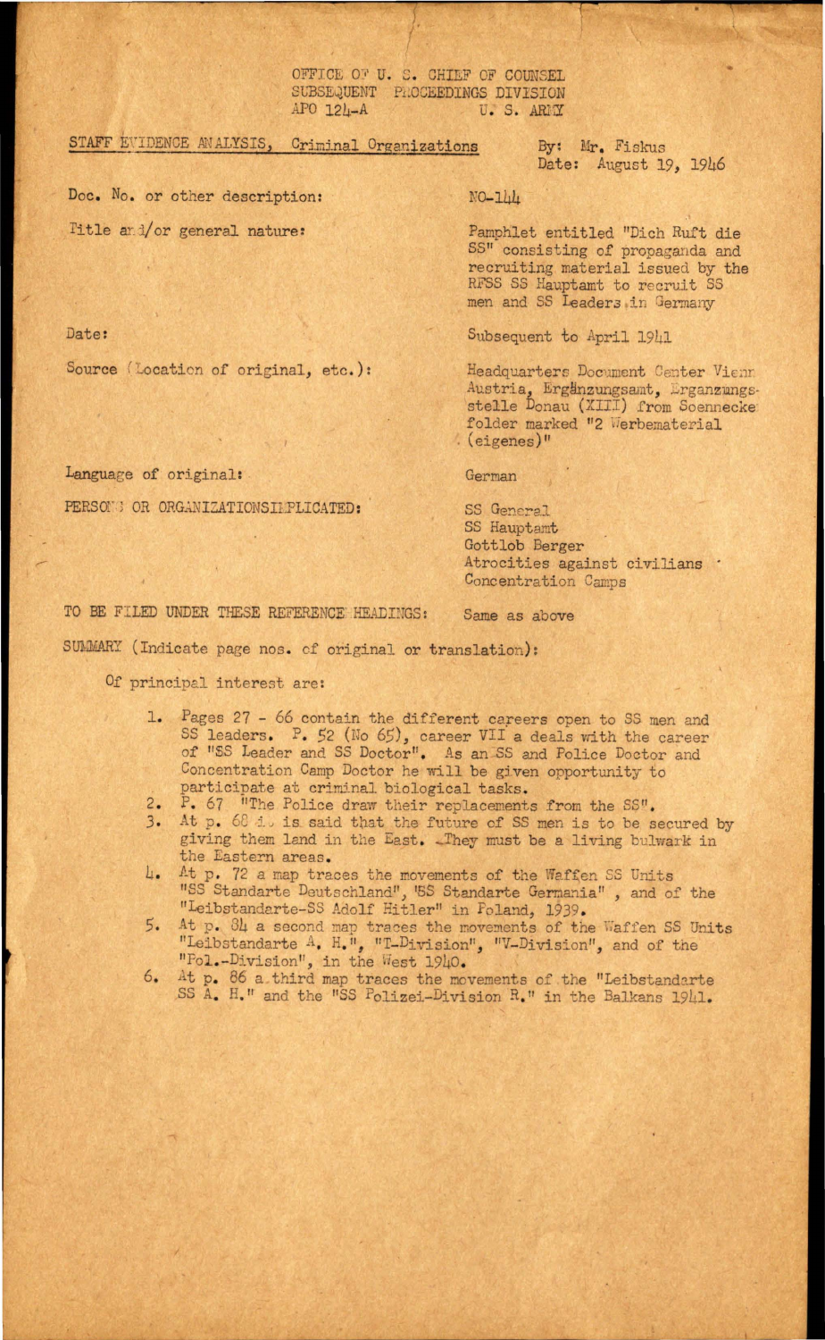OFFICE OF U. S. CHIEF OF COUNSEL
SUBSEQUENT PROCEEDINGS DIVISION
APO 124-A U. S. ARMY

STAFF EVIDENCE ANALYSIS, Criminal Organizations

By: Mr. Fiskus
Date: August 19, 1946

| | |
|---|---|
| Doc. No. or other description: | NO-144 |
| Title and/or general nature: | Pamphlet entitled "Dich Ruft die SS" consisting of propaganda and recruiting material issued by the RFSS SS Hauptamt to recruit SS men and SS Leaders in Germany |
| Date: | Subsequent to April 1941 |
| Source (Location of original, etc.): | Headquarters Document Center Vienna Austria, Ergänzungsamt, Ergänzungsstelle Donau (XIII) from Soennecke folder marked "2 Werbematerial (eigenes)" |
| Language of original: | German |
| PERSONS OR ORGANIZATIONS IMPLICATED: | SS General<br>SS Hauptamt<br>Gottlob Berger<br>Atrocities against civilians<br>Concentration Camps |
| TO BE FILED UNDER THESE REFERENCE HEADINGS: | Same as above |

SUMMARY (Indicate page nos. of original or translation):

Of principal interest are:

1. Pages 27 - 66 contain the different careers open to SS men and SS leaders. P. 52 (No 65), career VII a deals with the career of "SS Leader and SS Doctor". As an SS and Police Doctor and Concentration Camp Doctor he will be given opportunity to participate at criminal biological tasks.
2. P. 67 "The Police draw their replacements from the SS".
3. At p. 68 it is said that the future of SS men is to be secured by giving them land in the East. They must be a living bulwark in the Eastern areas.
4. At p. 72 a map traces the movements of the Waffen SS Units "SS Standarte Deutschland", "SS Standarte Germania", and of the "Leibstandarte-SS Adolf Hitler" in Poland, 1939.
5. At p. 84 a second map traces the movements of the Waffen SS Units "Leibstandarte A. H.", "T-Division", "V-Division", and of the "Pol.-Division", in the West 1940.
6. At p. 86 a third map traces the movements of the "Leibstandarte SS A. H." and the "SS Polizei-Division R." in the Balkans 1941.